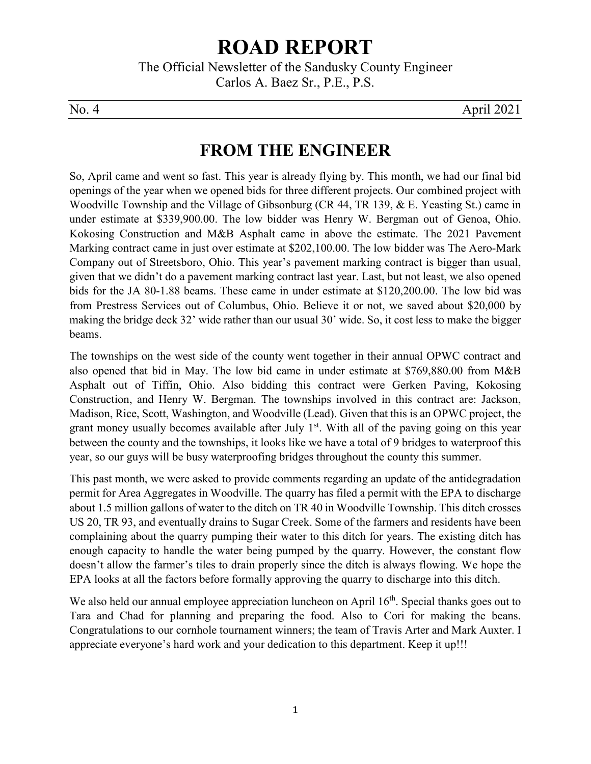# ROAD REPORT

The Official Newsletter of the Sandusky County Engineer
Carlos A. Baez Sr., P.E., P.S.

No. 4 April 2021

## FROM THE ENGINEER

So, April came and went so fast. This year is already flying by. This month, we had our final bid openings of the year when we opened bids for three different projects. Our combined project with Woodville Township and the Village of Gibsonburg (CR 44, TR 139, & E. Yeasting St.) came in under estimate at $339,900.00. The low bidder was Henry W. Bergman out of Genoa, Ohio. Kokosing Construction and M&B Asphalt came in above the estimate. The 2021 Pavement Marking contract came in just over estimate at $202,100.00. The low bidder was The Aero-Mark Company out of Streetsboro, Ohio. This year's pavement marking contract is bigger than usual, given that we didn't do a pavement marking contract last year. Last, but not least, we also opened bids for the JA 80-1.88 beams. These came in under estimate at $120,200.00. The low bid was from Prestress Services out of Columbus, Ohio. Believe it or not, we saved about $20,000 by making the bridge deck 32' wide rather than our usual 30' wide. So, it cost less to make the bigger beams.

The townships on the west side of the county went together in their annual OPWC contract and also opened that bid in May. The low bid came in under estimate at $769,880.00 from M&B Asphalt out of Tiffin, Ohio. Also bidding this contract were Gerken Paving, Kokosing Construction, and Henry W. Bergman. The townships involved in this contract are: Jackson, Madison, Rice, Scott, Washington, and Woodville (Lead). Given that this is an OPWC project, the grant money usually becomes available after July 1st. With all of the paving going on this year between the county and the townships, it looks like we have a total of 9 bridges to waterproof this year, so our guys will be busy waterproofing bridges throughout the county this summer.

This past month, we were asked to provide comments regarding an update of the antidegradation permit for Area Aggregates in Woodville. The quarry has filed a permit with the EPA to discharge about 1.5 million gallons of water to the ditch on TR 40 in Woodville Township. This ditch crosses US 20, TR 93, and eventually drains to Sugar Creek. Some of the farmers and residents have been complaining about the quarry pumping their water to this ditch for years. The existing ditch has enough capacity to handle the water being pumped by the quarry. However, the constant flow doesn't allow the farmer's tiles to drain properly since the ditch is always flowing. We hope the EPA looks at all the factors before formally approving the quarry to discharge into this ditch.

We also held our annual employee appreciation luncheon on April 16th. Special thanks goes out to Tara and Chad for planning and preparing the food. Also to Cori for making the beans. Congratulations to our cornhole tournament winners; the team of Travis Arter and Mark Auxter. I appreciate everyone's hard work and your dedication to this department. Keep it up!!!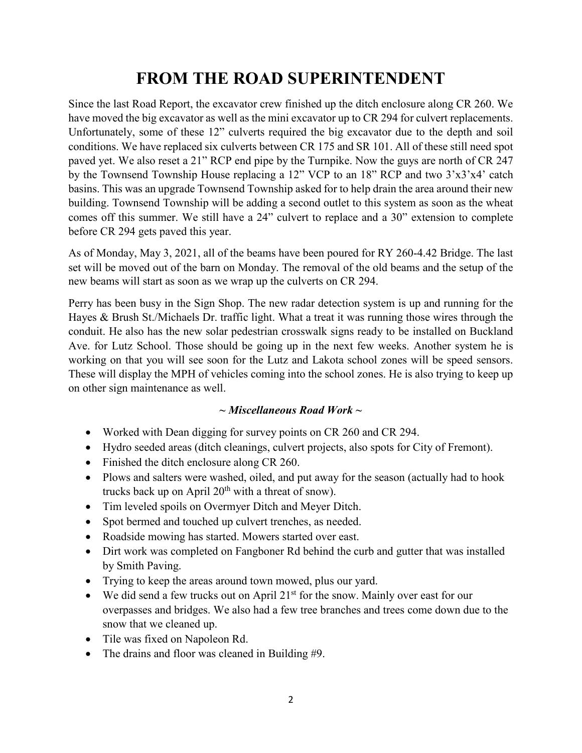# FROM THE ROAD SUPERINTENDENT

Since the last Road Report, the excavator crew finished up the ditch enclosure along CR 260. We have moved the big excavator as well as the mini excavator up to CR 294 for culvert replacements. Unfortunately, some of these 12" culverts required the big excavator due to the depth and soil conditions. We have replaced six culverts between CR 175 and SR 101. All of these still need spot paved yet. We also reset a 21" RCP end pipe by the Turnpike. Now the guys are north of CR 247 by the Townsend Township House replacing a 12" VCP to an 18" RCP and two 3'x3'x4' catch basins. This was an upgrade Townsend Township asked for to help drain the area around their new building. Townsend Township will be adding a second outlet to this system as soon as the wheat comes off this summer. We still have a 24" culvert to replace and a 30" extension to complete before CR 294 gets paved this year.

As of Monday, May 3, 2021, all of the beams have been poured for RY 260-4.42 Bridge. The last set will be moved out of the barn on Monday. The removal of the old beams and the setup of the new beams will start as soon as we wrap up the culverts on CR 294.

Perry has been busy in the Sign Shop. The new radar detection system is up and running for the Hayes & Brush St./Michaels Dr. traffic light. What a treat it was running those wires through the conduit. He also has the new solar pedestrian crosswalk signs ready to be installed on Buckland Ave. for Lutz School. Those should be going up in the next few weeks. Another system he is working on that you will see soon for the Lutz and Lakota school zones will be speed sensors. These will display the MPH of vehicles coming into the school zones. He is also trying to keep up on other sign maintenance as well.

### *~ Miscellaneous Road Work ~*

- Worked with Dean digging for survey points on CR 260 and CR 294.
- Hydro seeded areas (ditch cleanings, culvert projects, also spots for City of Fremont).
- Finished the ditch enclosure along CR 260.
- Plows and salters were washed, oiled, and put away for the season (actually had to hook trucks back up on April 20th with a threat of snow).
- Tim leveled spoils on Overmyer Ditch and Meyer Ditch.
- Spot bermed and touched up culvert trenches, as needed.
- Roadside mowing has started. Mowers started over east.
- Dirt work was completed on Fangboner Rd behind the curb and gutter that was installed by Smith Paving.
- Trying to keep the areas around town mowed, plus our yard.
- We did send a few trucks out on April 21st for the snow. Mainly over east for our overpasses and bridges. We also had a few tree branches and trees come down due to the snow that we cleaned up.
- Tile was fixed on Napoleon Rd.
- The drains and floor was cleaned in Building #9.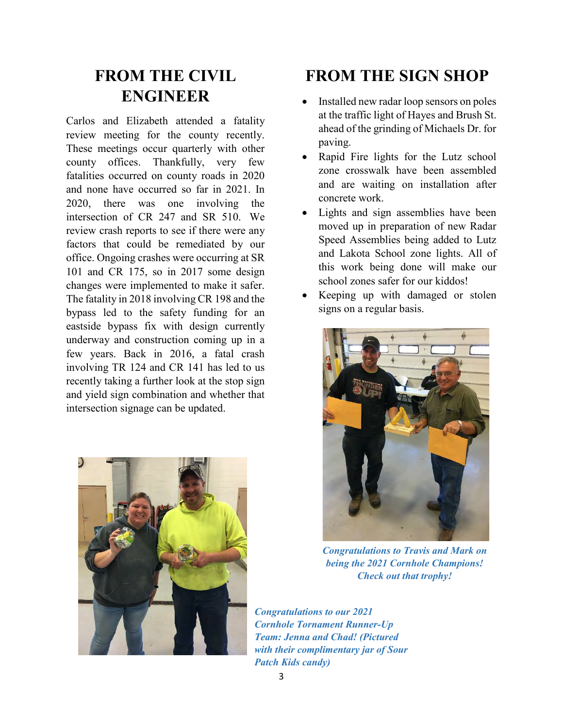# FROM THE CIVIL ENGINEER

Carlos and Elizabeth attended a fatality review meeting for the county recently. These meetings occur quarterly with other county offices. Thankfully, very few fatalities occurred on county roads in 2020 and none have occurred so far in 2021. In 2020, there was one involving the intersection of CR 247 and SR 510. We review crash reports to see if there were any factors that could be remediated by our office. Ongoing crashes were occurring at SR 101 and CR 175, so in 2017 some design changes were implemented to make it safer. The fatality in 2018 involving CR 198 and the bypass led to the safety funding for an eastside bypass fix with design currently underway and construction coming up in a few years. Back in 2016, a fatal crash involving TR 124 and CR 141 has led to us recently taking a further look at the stop sign and yield sign combination and whether that intersection signage can be updated.

# FROM THE SIGN SHOP

- Installed new radar loop sensors on poles at the traffic light of Hayes and Brush St. ahead of the grinding of Michaels Dr. for paving.
- Rapid Fire lights for the Lutz school zone crosswalk have been assembled and are waiting on installation after concrete work.
- Lights and sign assemblies have been moved up in preparation of new Radar Speed Assemblies being added to Lutz and Lakota School zone lights. All of this work being done will make our school zones safer for our kiddos!
- Keeping up with damaged or stolen signs on a regular basis.

***Congratulations to Travis and Mark on being the 2021 Cornhole Champions! Check out that trophy!***

***Congratulations to our 2021 Cornhole Tornament Runner-Up Team: Jenna and Chad! (Pictured with their complimentary jar of Sour Patch Kids candy)***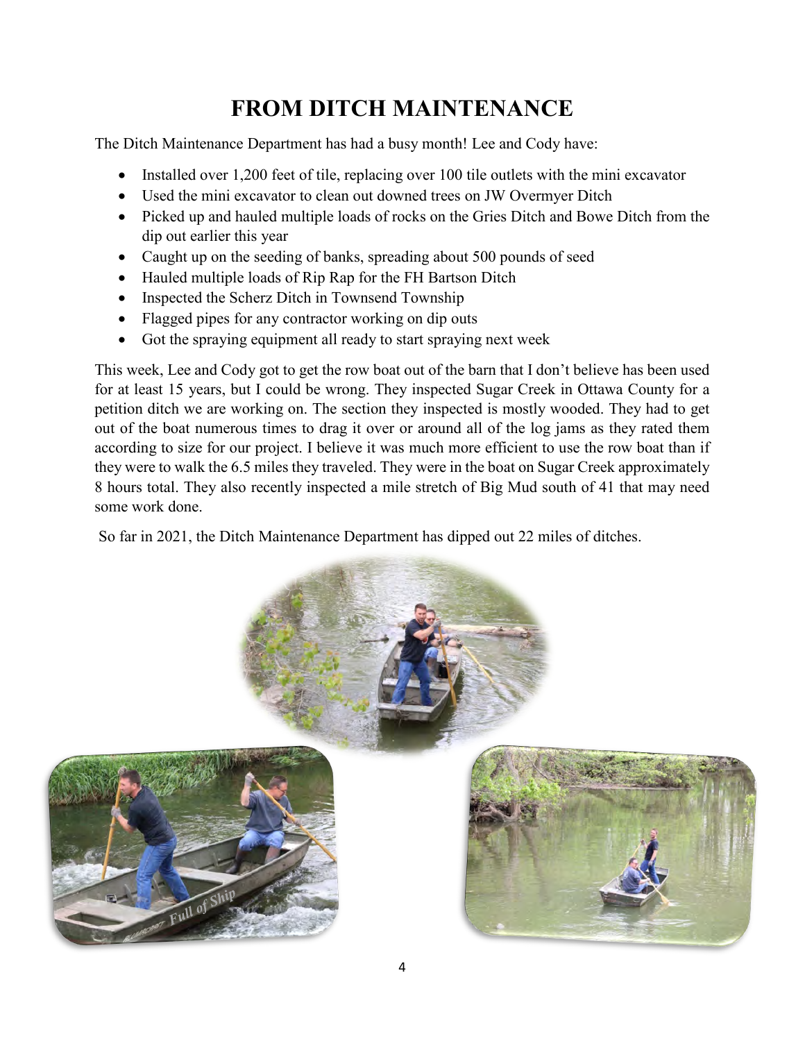# FROM DITCH MAINTENANCE

The Ditch Maintenance Department has had a busy month! Lee and Cody have:

- Installed over 1,200 feet of tile, replacing over 100 tile outlets with the mini excavator
- Used the mini excavator to clean out downed trees on JW Overmyer Ditch
- Picked up and hauled multiple loads of rocks on the Gries Ditch and Bowe Ditch from the dip out earlier this year
- Caught up on the seeding of banks, spreading about 500 pounds of seed
- Hauled multiple loads of Rip Rap for the FH Bartson Ditch
- Inspected the Scherz Ditch in Townsend Township
- Flagged pipes for any contractor working on dip outs
- Got the spraying equipment all ready to start spraying next week

This week, Lee and Cody got to get the row boat out of the barn that I don't believe has been used for at least 15 years, but I could be wrong. They inspected Sugar Creek in Ottawa County for a petition ditch we are working on. The section they inspected is mostly wooded. They had to get out of the boat numerous times to drag it over or around all of the log jams as they rated them according to size for our project. I believe it was much more efficient to use the row boat than if they were to walk the 6.5 miles they traveled. They were in the boat on Sugar Creek approximately 8 hours total. They also recently inspected a mile stretch of Big Mud south of 41 that may need some work done.

So far in 2021, the Ditch Maintenance Department has dipped out 22 miles of ditches.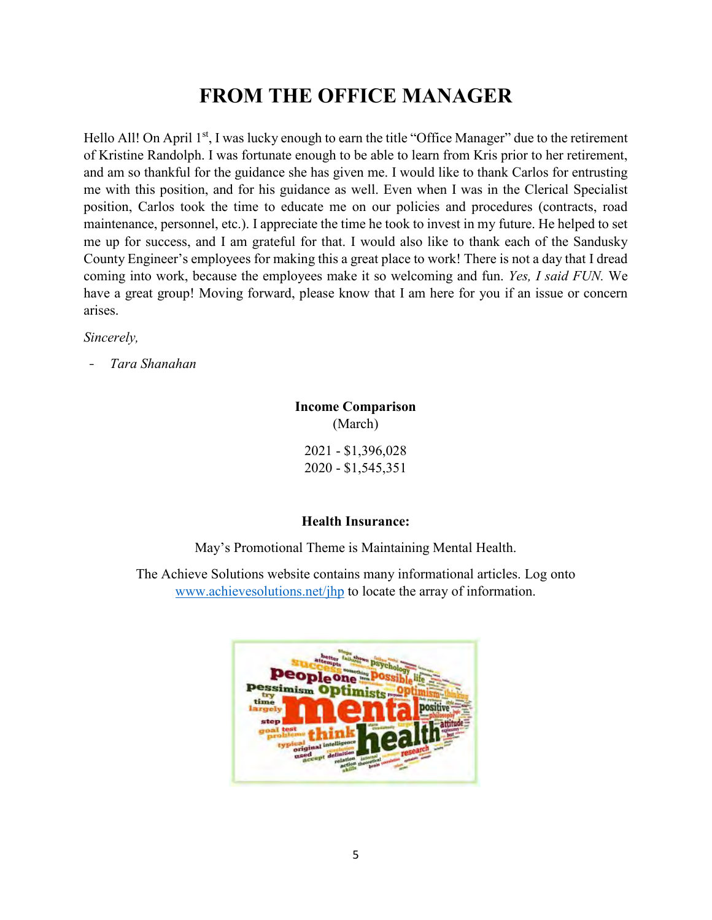# FROM THE OFFICE MANAGER

Hello All! On April 1st, I was lucky enough to earn the title "Office Manager" due to the retirement of Kristine Randolph. I was fortunate enough to be able to learn from Kris prior to her retirement, and am so thankful for the guidance she has given me. I would like to thank Carlos for entrusting me with this position, and for his guidance as well. Even when I was in the Clerical Specialist position, Carlos took the time to educate me on our policies and procedures (contracts, road maintenance, personnel, etc.). I appreciate the time he took to invest in my future. He helped to set me up for success, and I am grateful for that. I would also like to thank each of the Sandusky County Engineer's employees for making this a great place to work! There is not a day that I dread coming into work, because the employees make it so welcoming and fun. *Yes, I said FUN.* We have a great group! Moving forward, please know that I am here for you if an issue or concern arises.

*Sincerely,*

- *Tara Shanahan*

**Income Comparison**
(March)

2021 - $1,396,028
2020 - $1,545,351

**Health Insurance:**

May's Promotional Theme is Maintaining Mental Health.

The Achieve Solutions website contains many informational articles. Log onto www.achievesolutions.net/jhp to locate the array of information.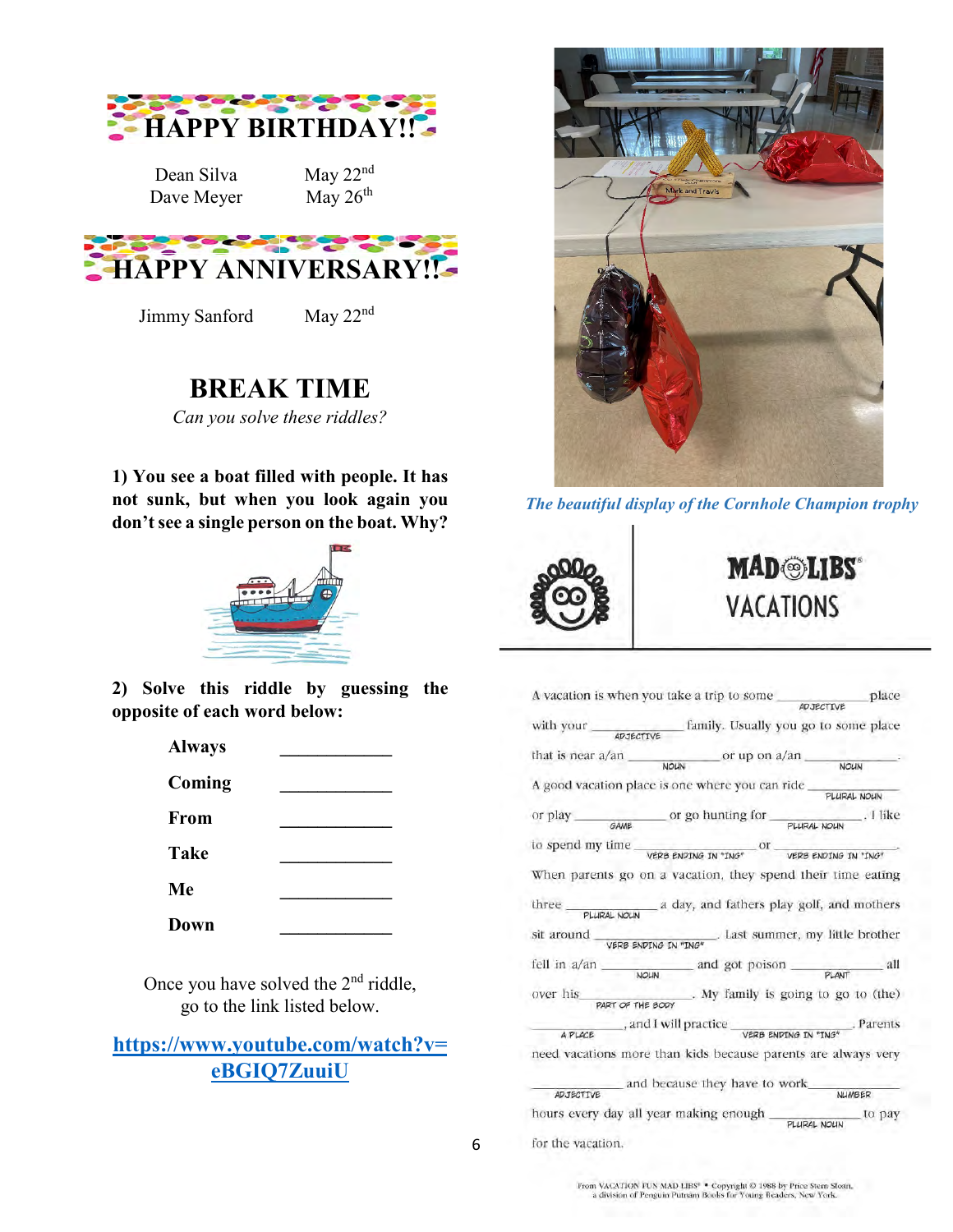# HAPPY BIRTHDAY!!

| | |
|---|---|
| Dean Silva | May 22nd |
| Dave Meyer | May 26th |

# HAPPY ANNIVERSARY!!

| | |
|---|---|
| Jimmy Sanford | May 22nd |

## BREAK TIME

*Can you solve these riddles?*

**1) You see a boat filled with people. It has not sunk, but when you look again you don't see a single person on the boat. Why?**

**2) Solve this riddle by guessing the opposite of each word below:**

**Always** ____________

**Coming** ____________

**From** ____________

**Take** ____________

**Me** ____________

**Down** ____________

Once you have solved the 2nd riddle, go to the link listed below.

https://www.youtube.com/watch?v=eBGIQ7ZuuiU

*The beautiful display of the Cornhole Champion trophy*

MAD LIBS® VACATIONS

A vacation is when you take a trip to some ____________ (ADJECTIVE) place with your ____________ (ADJECTIVE) family. Usually you go to some place that is near a/an ____________ (NOUN) or up on a/an ____________ (NOUN). A good vacation place is one where you can ride ____________ (PLURAL NOUN) or play ____________ (GAME) or go hunting for ____________ (PLURAL NOUN). I like to spend my time ____________ (VERB ENDING IN "ING") or ____________ (VERB ENDING IN "ING"). When parents go on a vacation, they spend their time eating three ____________ (PLURAL NOUN) a day, and fathers play golf, and mothers sit around ____________ (VERB ENDING IN "ING"). Last summer, my little brother fell in a/an ____________ (NOUN) and got poison ____________ (PLANT) all over his ____________ (PART OF THE BODY). My family is going to go to (the) ____________ (A PLACE), and I will practice ____________ (VERB ENDING IN "ING"). Parents need vacations more than kids because parents are always very ____________ (ADJECTIVE) and because they have to work ____________ (NUMBER) hours every day all year making enough ____________ (PLURAL NOUN) to pay for the vacation.

From VACATION FUN MAD LIBS® • Copyright © 1988 by Price Stern Sloan, a division of Penguin Putnam Books for Young Readers, New York.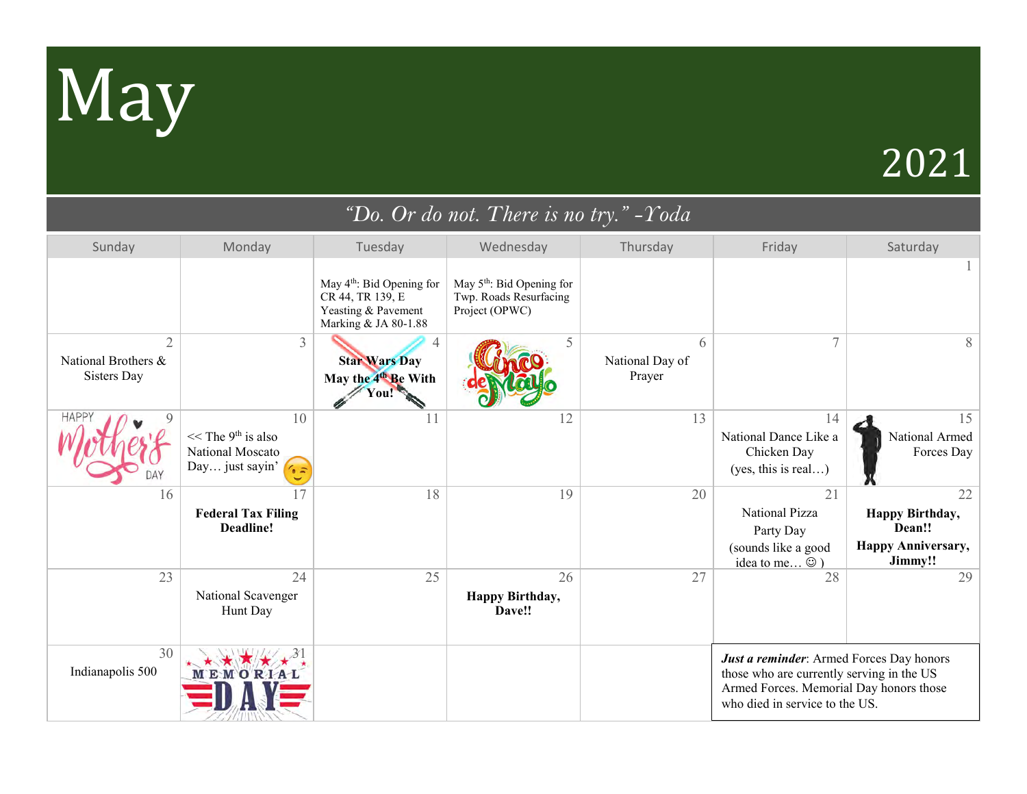# May

## 2021

*"Do. Or do not. There is no try." -Yoda*

| Sunday | Monday | Tuesday | Wednesday | Thursday | Friday | Saturday |
|---|---|---|---|---|---|---|
| | | May 4th: Bid Opening for CR 44, TR 139, E Yeasting & Pavement Marking & JA 80-1.88 | May 5th: Bid Opening for Twp. Roads Resurfacing Project (OPWC) | | | 1 |
| 2 National Brothers & Sisters Day | 3 | 4 **Star Wars Day May the 4th Be With You!** | 5 Cinco de Mayo | 6 National Day of Prayer | 7 | 8 |
| 9 Happy Mother's Day | 10 << The 9th is also National Moscato Day… just sayin' | 11 | 12 | 13 | 14 National Dance Like a Chicken Day (yes, this is real…) | 15 National Armed Forces Day |
| 16 | 17 **Federal Tax Filing Deadline!** | 18 | 19 | 20 | 21 National Pizza Party Day (sounds like a good idea to me… ☺ ) | 22 **Happy Birthday, Dean!! Happy Anniversary, Jimmy!!** |
| 23 | 24 National Scavenger Hunt Day | 25 | 26 **Happy Birthday, Dave!!** | 27 | 28 | 29 |
| 30 Indianapolis 500 | 31 Memorial Day | | | | ***Just a reminder***: Armed Forces Day honors those who are currently serving in the US Armed Forces. Memorial Day honors those who died in service to the US. | |